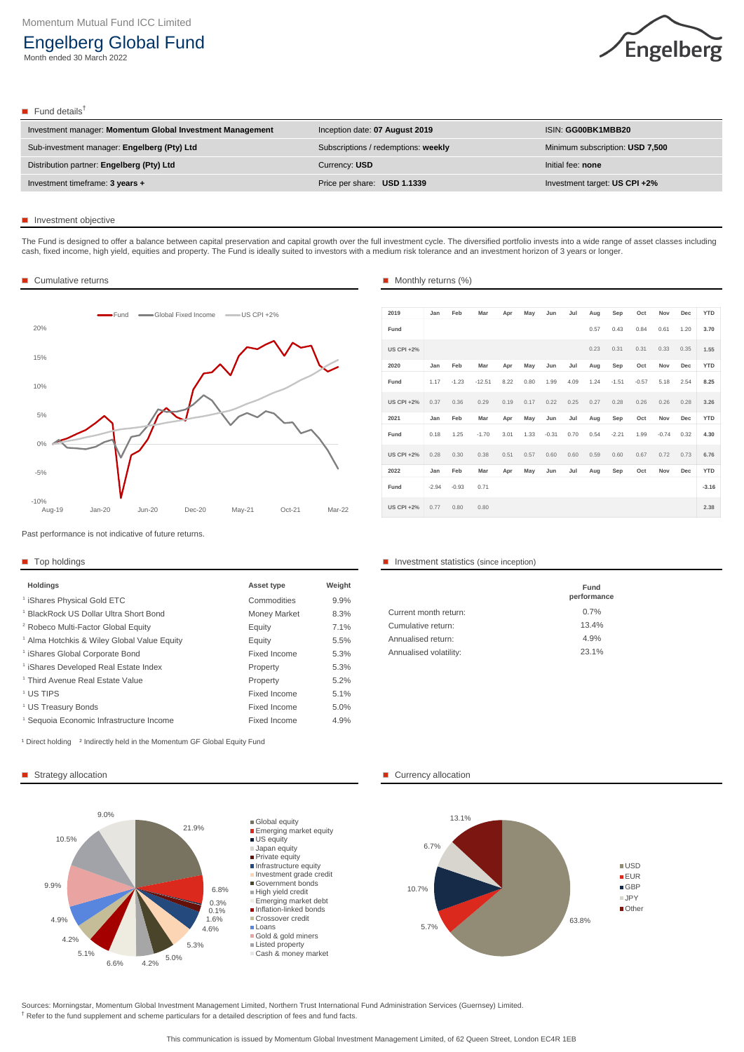Momentum Mutual Fund ICC Limited

# Engelberg Global Fund

Month ended 30 March 2022

## Fund details[†]

| | | |
|---|---|---|
| Investment manager: **Momentum Global Investment Management** | Inception date: **07 August 2019** | ISIN: **GG00BK1MBB20** |
| Sub-investment manager: **Engelberg (Pty) Ltd** | Subscriptions / redemptions: **weekly** | Minimum subscription: **USD 7,500** |
| Distribution partner: **Engelberg (Pty) Ltd** | Currency: **USD** | Initial fee: **none** |
| Investment timeframe: **3 years +** | Price per share: **USD 1.1339** | Investment target: **US CPI +2%** |

## Investment objective

The Fund is designed to offer a balance between capital preservation and capital growth over the full investment cycle. The diversified portfolio invests into a wide range of asset classes including cash, fixed income, high yield, equities and property. The Fund is ideally suited to investors with a medium risk tolerance and an investment horizon of 3 years or longer.

## Cumulative returns

Past performance is not indicative of future returns.

## Monthly returns (%)

| 2019 | Jan | Feb | Mar | Apr | May | Jun | Jul | Aug | Sep | Oct | Nov | Dec | YTD |
|---|---|---|---|---|---|---|---|---|---|---|---|---|---|
| Fund | | | | | | | | 0.57 | 0.43 | 0.84 | 0.61 | 1.20 | 3.70 |
| US CPI +2% | | | | | | | | 0.23 | 0.31 | 0.31 | 0.33 | 0.35 | 1.55 |
| **2020** | **Jan** | **Feb** | **Mar** | **Apr** | **May** | **Jun** | **Jul** | **Aug** | **Sep** | **Oct** | **Nov** | **Dec** | **YTD** |
| Fund | 1.17 | -1.23 | -12.51 | 8.22 | 0.80 | 1.99 | 4.09 | 1.24 | -1.51 | -0.57 | 5.18 | 2.54 | 8.25 |
| US CPI +2% | 0.37 | 0.36 | 0.29 | 0.19 | 0.17 | 0.22 | 0.25 | 0.27 | 0.28 | 0.26 | 0.26 | 0.28 | 3.26 |
| **2021** | **Jan** | **Feb** | **Mar** | **Apr** | **May** | **Jun** | **Jul** | **Aug** | **Sep** | **Oct** | **Nov** | **Dec** | **YTD** |
| Fund | 0.18 | 1.25 | -1.70 | 3.01 | 1.33 | -0.31 | 0.70 | 0.54 | -2.21 | 1.99 | -0.74 | 0.32 | 4.30 |
| US CPI +2% | 0.28 | 0.30 | 0.38 | 0.51 | 0.57 | 0.60 | 0.60 | 0.59 | 0.60 | 0.67 | 0.72 | 0.73 | 6.76 |
| **2022** | **Jan** | **Feb** | **Mar** | **Apr** | **May** | **Jun** | **Jul** | **Aug** | **Sep** | **Oct** | **Nov** | **Dec** | **YTD** |
| Fund | -2.94 | -0.93 | 0.71 | | | | | | | | | | -3.16 |
| US CPI +2% | 0.77 | 0.80 | 0.80 | | | | | | | | | | 2.38 |

## Top holdings

| Holdings | Asset type | Weight |
|---|---|---|
| [1] iShares Physical Gold ETC | Commodities | 9.9% |
| [1] BlackRock US Dollar Ultra Short Bond | Money Market | 8.3% |
| [2] Robeco Multi-Factor Global Equity | Equity | 7.1% |
| [1] Alma Hotchkis & Wiley Global Value Equity | Equity | 5.5% |
| [1] iShares Global Corporate Bond | Fixed Income | 5.3% |
| [1] iShares Developed Real Estate Index | Property | 5.3% |
| [1] Third Avenue Real Estate Value | Property | 5.2% |
| [1] US TIPS | Fixed Income | 5.1% |
| [1] US Treasury Bonds | Fixed Income | 5.0% |
| [1] Sequoia Economic Infrastructure Income | Fixed Income | 4.9% |

[1] Direct holding [2] Indirectly held in the Momentum GF Global Equity Fund

## Investment statistics (since inception)

| | Fund performance |
|---|---|
| Current month return: | 0.7% |
| Cumulative return: | 13.4% |
| Annualised return: | 4.9% |
| Annualised volatility: | 23.1% |

## Strategy allocation

## Currency allocation

Sources: Morningstar, Momentum Global Investment Management Limited, Northern Trust International Fund Administration Services (Guernsey) Limited.
† Refer to the fund supplement and scheme particulars for a detailed description of fees and fund facts.

This communication is issued by Momentum Global Investment Management Limited, of 62 Queen Street, London EC4R 1EB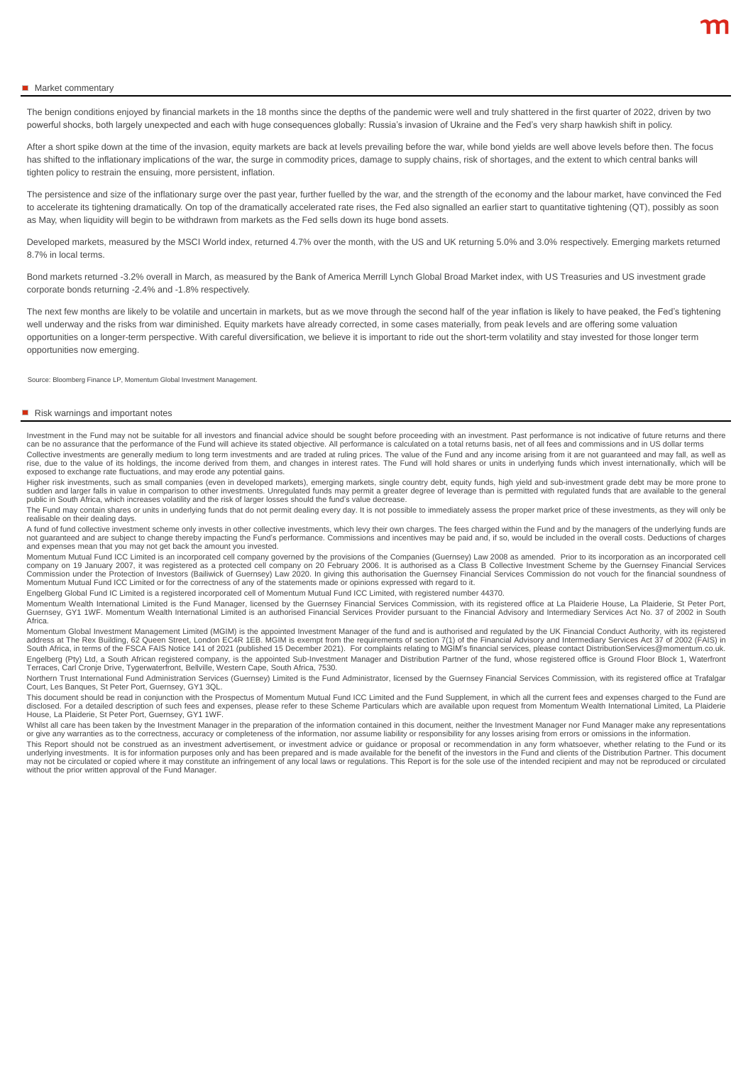## Market commentary

The benign conditions enjoyed by financial markets in the 18 months since the depths of the pandemic were well and truly shattered in the first quarter of 2022, driven by two powerful shocks, both largely unexpected and each with huge consequences globally: Russia's invasion of Ukraine and the Fed's very sharp hawkish shift in policy.

After a short spike down at the time of the invasion, equity markets are back at levels prevailing before the war, while bond yields are well above levels before then. The focus has shifted to the inflationary implications of the war, the surge in commodity prices, damage to supply chains, risk of shortages, and the extent to which central banks will tighten policy to restrain the ensuing, more persistent, inflation.

The persistence and size of the inflationary surge over the past year, further fuelled by the war, and the strength of the economy and the labour market, have convinced the Fed to accelerate its tightening dramatically. On top of the dramatically accelerated rate rises, the Fed also signalled an earlier start to quantitative tightening (QT), possibly as soon as May, when liquidity will begin to be withdrawn from markets as the Fed sells down its huge bond assets.

Developed markets, measured by the MSCI World index, returned 4.7% over the month, with the US and UK returning 5.0% and 3.0% respectively. Emerging markets returned 8.7% in local terms.

Bond markets returned -3.2% overall in March, as measured by the Bank of America Merrill Lynch Global Broad Market index, with US Treasuries and US investment grade corporate bonds returning -2.4% and -1.8% respectively.

The next few months are likely to be volatile and uncertain in markets, but as we move through the second half of the year inflation is likely to have peaked, the Fed's tightening well underway and the risks from war diminished. Equity markets have already corrected, in some cases materially, from peak levels and are offering some valuation opportunities on a longer-term perspective. With careful diversification, we believe it is important to ride out the short-term volatility and stay invested for those longer term opportunities now emerging.

Source: Bloomberg Finance LP, Momentum Global Investment Management.

## Risk warnings and important notes

Investment in the Fund may not be suitable for all investors and financial advice should be sought before proceeding with an investment. Past performance is not indicative of future returns and there can be no assurance that the performance of the Fund will achieve its stated objective. All performance is calculated on a total returns basis, net of all fees and commissions and in US dollar terms

Collective investments are generally medium to long term investments and are traded at ruling prices. The value of the Fund and any income arising from it are not guaranteed and may fall, as well as rise, due to the value of its holdings, the income derived from them, and changes in interest rates. The Fund will hold shares or units in underlying funds which invest internationally, which will be exposed to exchange rate fluctuations, and may erode any potential gains.

Higher risk investments, such as small companies (even in developed markets), emerging markets, single country debt, equity funds, high yield and sub-investment grade debt may be more prone to sudden and larger falls in value in comparison to other investments. Unregulated funds may permit a greater degree of leverage than is permitted with regulated funds that are available to the general public in South Africa, which increases volatility and the risk of larger losses should the fund's value decrease.

The Fund may contain shares or units in underlying funds that do not permit dealing every day. It is not possible to immediately assess the proper market price of these investments, as they will only be realisable on their dealing days.

A fund of fund collective investment scheme only invests in other collective investments, which levy their own charges. The fees charged within the Fund and by the managers of the underlying funds are not guaranteed and are subject to change thereby impacting the Fund's performance. Commissions and incentives may be paid and, if so, would be included in the overall costs. Deductions of charges and expenses mean that you may not get back the amount you invested.

Momentum Mutual Fund ICC Limited is an incorporated cell company governed by the provisions of the Companies (Guernsey) Law 2008 as amended. Prior to its incorporation as an incorporated cell company on 19 January 2007, it was registered as a protected cell company on 20 February 2006. It is authorised as a Class B Collective Investment Scheme by the Guernsey Financial Services Commission under the Protection of Investors (Bailiwick of Guernsey) Law 2020. In giving this authorisation the Guernsey Financial Services Commission do not vouch for the financial soundness of Momentum Mutual Fund ICC Limited or for the correctness of any of the statements made or opinions expressed with regard to it.

Engelberg Global Fund IC Limited is a registered incorporated cell of Momentum Mutual Fund ICC Limited, with registered number 44370.

Momentum Wealth International Limited is the Fund Manager, licensed by the Guernsey Financial Services Commission, with its registered office at La Plaiderie House, La Plaiderie, St Peter Port, Guernsey, GY1 1WF. Momentum Wealth International Limited is an authorised Financial Services Provider pursuant to the Financial Advisory and Intermediary Services Act No. 37 of 2002 in South Africa.

Momentum Global Investment Management Limited (MGIM) is the appointed Investment Manager of the fund and is authorised and regulated by the UK Financial Conduct Authority, with its registered address at The Rex Building, 62 Queen Street, London EC4R 1EB. MGIM is exempt from the requirements of section 7(1) of the Financial Advisory and Intermediary Services Act 37 of 2002 (FAIS) in South Africa, in terms of the FSCA FAIS Notice 141 of 2021 (published 15 December 2021). For complaints relating to MGIM's financial services, please contact DistributionServices@momentum.co.uk.

Engelberg (Pty) Ltd, a South African registered company, is the appointed Sub-Investment Manager and Distribution Partner of the fund, whose registered office is Ground Floor Block 1, Waterfront Terraces, Carl Cronje Drive, Tygerwaterfront, Bellville, Western Cape, South Africa, 7530.

Northern Trust International Fund Administration Services (Guernsey) Limited is the Fund Administrator, licensed by the Guernsey Financial Services Commission, with its registered office at Trafalgar Court, Les Banques, St Peter Port, Guernsey, GY1 3QL.

This document should be read in conjunction with the Prospectus of Momentum Mutual Fund ICC Limited and the Fund Supplement, in which all the current fees and expenses charged to the Fund are disclosed. For a detailed description of such fees and expenses, please refer to these Scheme Particulars which are available upon request from Momentum Wealth International Limited, La Plaiderie House, La Plaiderie, St Peter Port, Guernsey, GY1 1WF.

Whilst all care has been taken by the Investment Manager in the preparation of the information contained in this document, neither the Investment Manager nor Fund Manager make any representations or give any warranties as to the correctness, accuracy or completeness of the information, nor assume liability or responsibility for any losses arising from errors or omissions in the information.

This Report should not be construed as an investment advertisement, or investment advice or guidance or proposal or recommendation in any form whatsoever, whether relating to the Fund or its underlying investments. It is for information purposes only and has been prepared and is made available for the benefit of the investors in the Fund and clients of the Distribution Partner. This document may not be circulated or copied where it may constitute an infringement of any local laws or regulations. This Report is for the sole use of the intended recipient and may not be reproduced or circulated without the prior written approval of the Fund Manager.